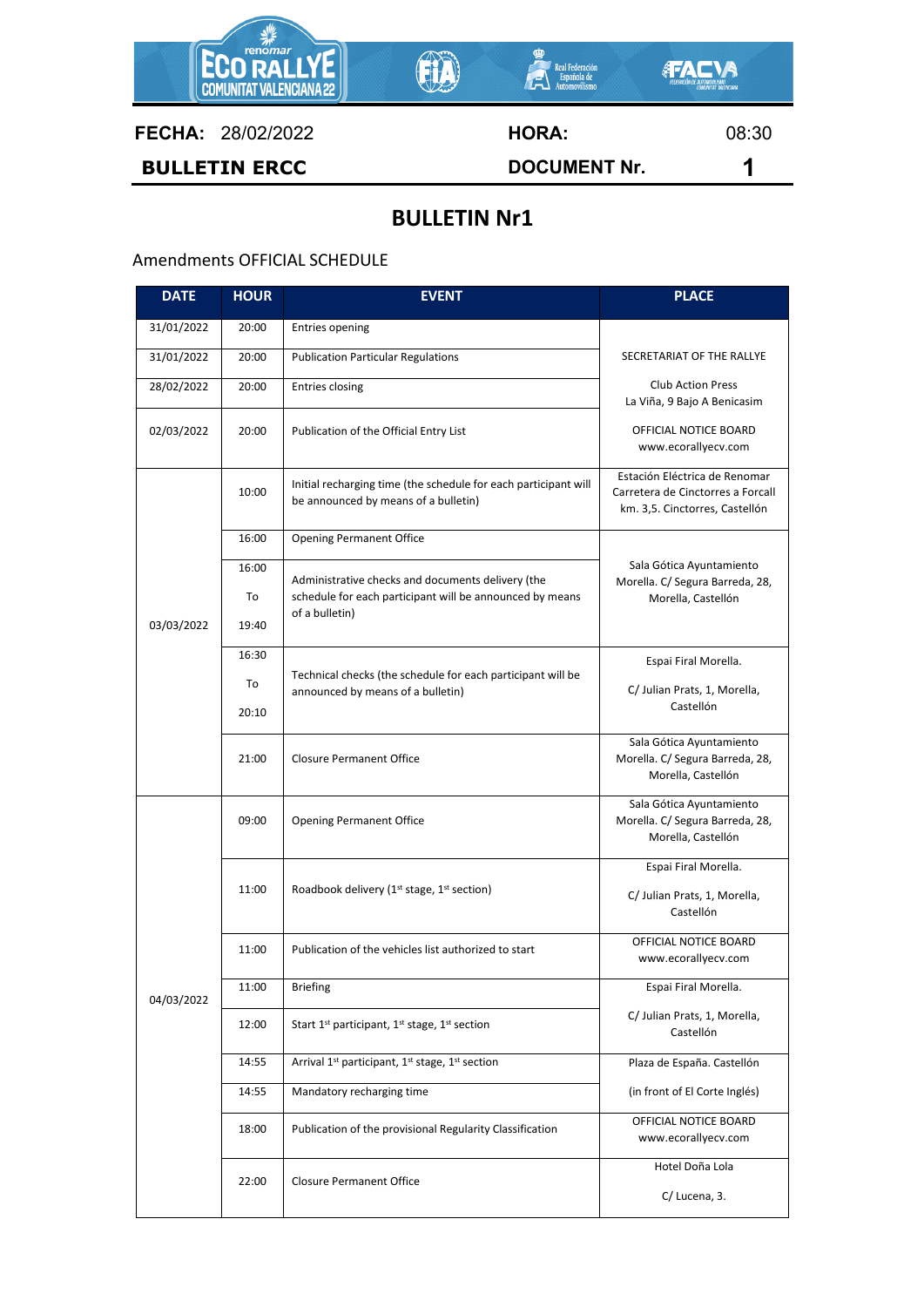| **FECHA:** 28/02/2022 | **HORA:** | 08:30 |
|---|---|---|
| **BULLETIN ERCC** | **DOCUMENT Nr.** | **1** |

# BULLETIN Nr1

Amendments OFFICIAL SCHEDULE

| DATE | HOUR | EVENT | PLACE |
|---|---|---|---|
| 31/01/2022 | 20:00 | Entries opening | SECRETARIAT OF THE RALLYE<br>Club Action Press<br>La Viña, 9 Bajo A Benicasim |
| 31/01/2022 | 20:00 | Publication Particular Regulations | |
| 28/02/2022 | 20:00 | Entries closing | |
| 02/03/2022 | 20:00 | Publication of the Official Entry List | OFFICIAL NOTICE BOARD<br>www.ecorallyecv.com |
| 03/03/2022 | 10:00 | Initial recharging time (the schedule for each participant will be announced by means of a bulletin) | Estación Eléctrica de Renomar Carretera de Cinctorres a Forcall km. 3,5. Cinctorres, Castellón |
| | 16:00 | Opening Permanent Office | Sala Gótica Ayuntamiento Morella. C/ Segura Barreda, 28, Morella, Castellón |
| | 16:00 To 19:40 | Administrative checks and documents delivery (the schedule for each participant will be announced by means of a bulletin) | |
| | 16:30 To 20:10 | Technical checks (the schedule for each participant will be announced by means of a bulletin) | Espai Firal Morella.<br>C/ Julian Prats, 1, Morella, Castellón |
| | 21:00 | Closure Permanent Office | Sala Gótica Ayuntamiento Morella. C/ Segura Barreda, 28, Morella, Castellón |
| 04/03/2022 | 09:00 | Opening Permanent Office | Sala Gótica Ayuntamiento Morella. C/ Segura Barreda, 28, Morella, Castellón |
| | 11:00 | Roadbook delivery (1st stage, 1st section) | Espai Firal Morella.<br>C/ Julian Prats, 1, Morella, Castellón |
| | 11:00 | Publication of the vehicles list authorized to start | OFFICIAL NOTICE BOARD<br>www.ecorallyecv.com |
| | 11:00 | Briefing | Espai Firal Morella.<br>C/ Julian Prats, 1, Morella, Castellón |
| | 12:00 | Start 1st participant, 1st stage, 1st section | |
| | 14:55 | Arrival 1st participant, 1st stage, 1st section | Plaza de España. Castellón<br>(in front of El Corte Inglés) |
| | 14:55 | Mandatory recharging time | |
| | 18:00 | Publication of the provisional Regularity Classification | OFFICIAL NOTICE BOARD<br>www.ecorallyecv.com |
| | 22:00 | Closure Permanent Office | Hotel Doña Lola<br>C/ Lucena, 3. |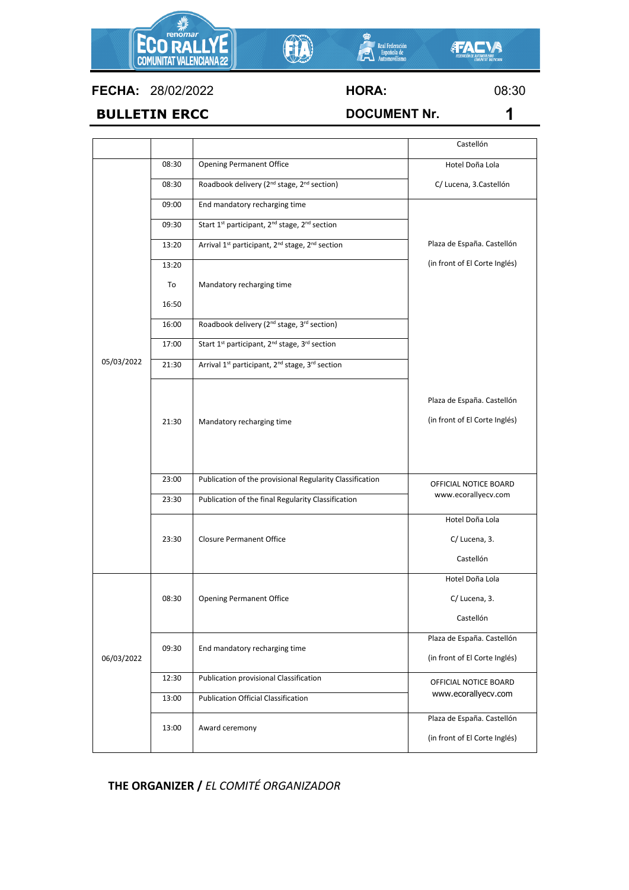**FECHA:** 28/02/2022 **HORA:** 08:30

**BULLETIN ERCC** **DOCUMENT Nr.** **1**

| | | | Castellón |
|---|---|---|---|
| 05/03/2022 | 08:30 | Opening Permanent Office | Hotel Doña Lola |
| | 08:30 | Roadbook delivery (2nd stage, 2nd section) | C/ Lucena, 3.Castellón |
| | 09:00 | End mandatory recharging time | Plaza de España. Castellón (in front of El Corte Inglés) |
| | 09:30 | Start 1st participant, 2nd stage, 2nd section | |
| | 13:20 | Arrival 1st participant, 2nd stage, 2nd section | |
| | 13:20 To 16:50 | Mandatory recharging time | |
| | 16:00 | Roadbook delivery (2nd stage, 3rd section) | |
| | 17:00 | Start 1st participant, 2nd stage, 3rd section | |
| | 21:30 | Arrival 1st participant, 2nd stage, 3rd section | |
| | 21:30 | Mandatory recharging time | Plaza de España. Castellón (in front of El Corte Inglés) |
| | 23:00 | Publication of the provisional Regularity Classification | OFFICIAL NOTICE BOARD www.ecorallyecv.com |
| | 23:30 | Publication of the final Regularity Classification | |
| | 23:30 | Closure Permanent Office | Hotel Doña Lola C/ Lucena, 3. Castellón |
| 06/03/2022 | 08:30 | Opening Permanent Office | Hotel Doña Lola C/ Lucena, 3. Castellón |
| | 09:30 | End mandatory recharging time | Plaza de España. Castellón (in front of El Corte Inglés) |
| | 12:30 | Publication provisional Classification | OFFICIAL NOTICE BOARD www.ecorallyecv.com |
| | 13:00 | Publication Official Classification | |
| | 13:00 | Award ceremony | Plaza de España. Castellón (in front of El Corte Inglés) |

**THE ORGANIZER /** ***EL COMITÉ ORGANIZADOR***